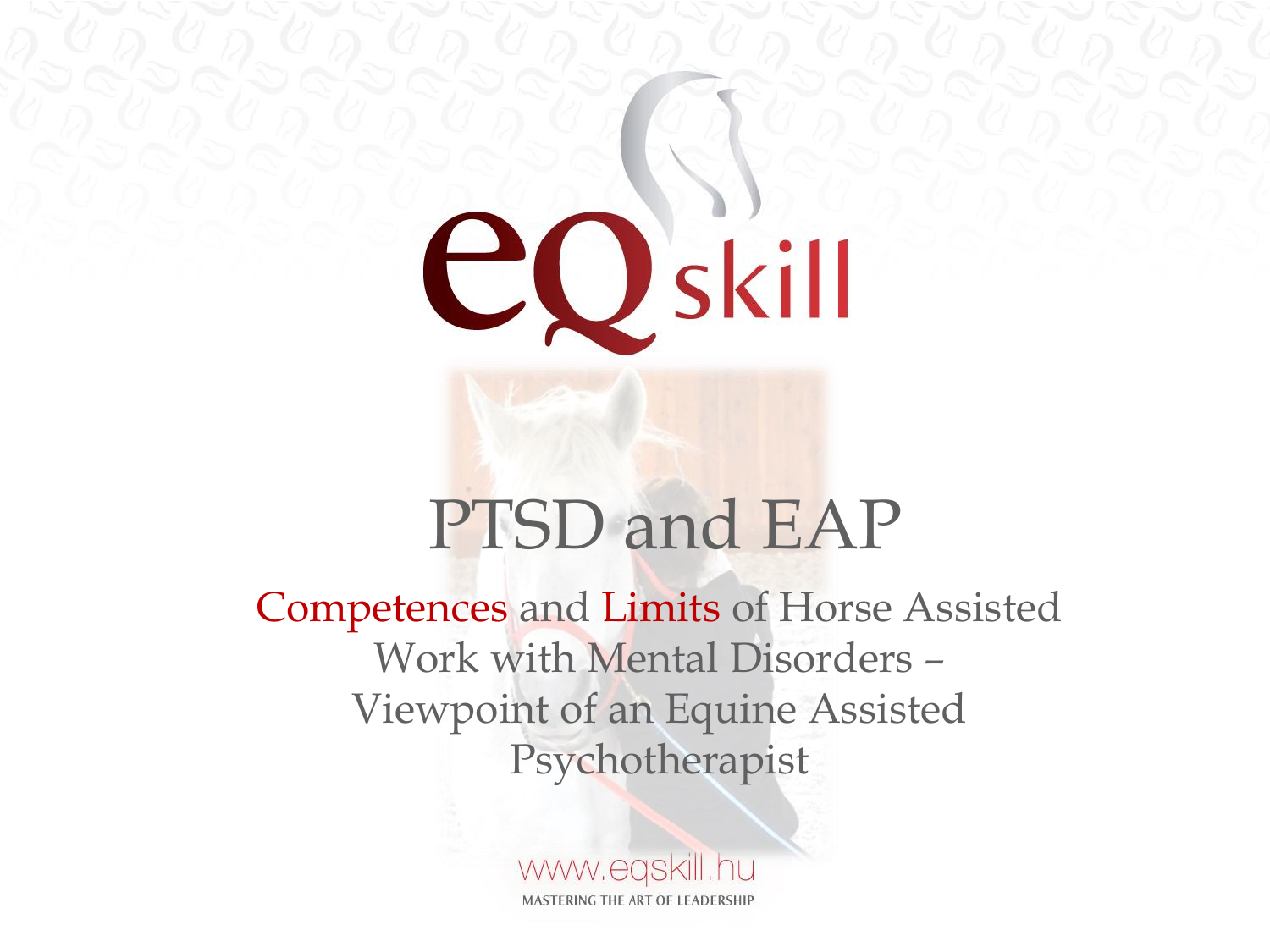eQ skill

# PTSD and EAP

## Competences and Limits of Horse Assisted Work with Mental Disorders – Viewpoint of an Equine Assisted Psychotherapist

www.eqskill.hu

MASTERING THE ART OF LEADERSHIP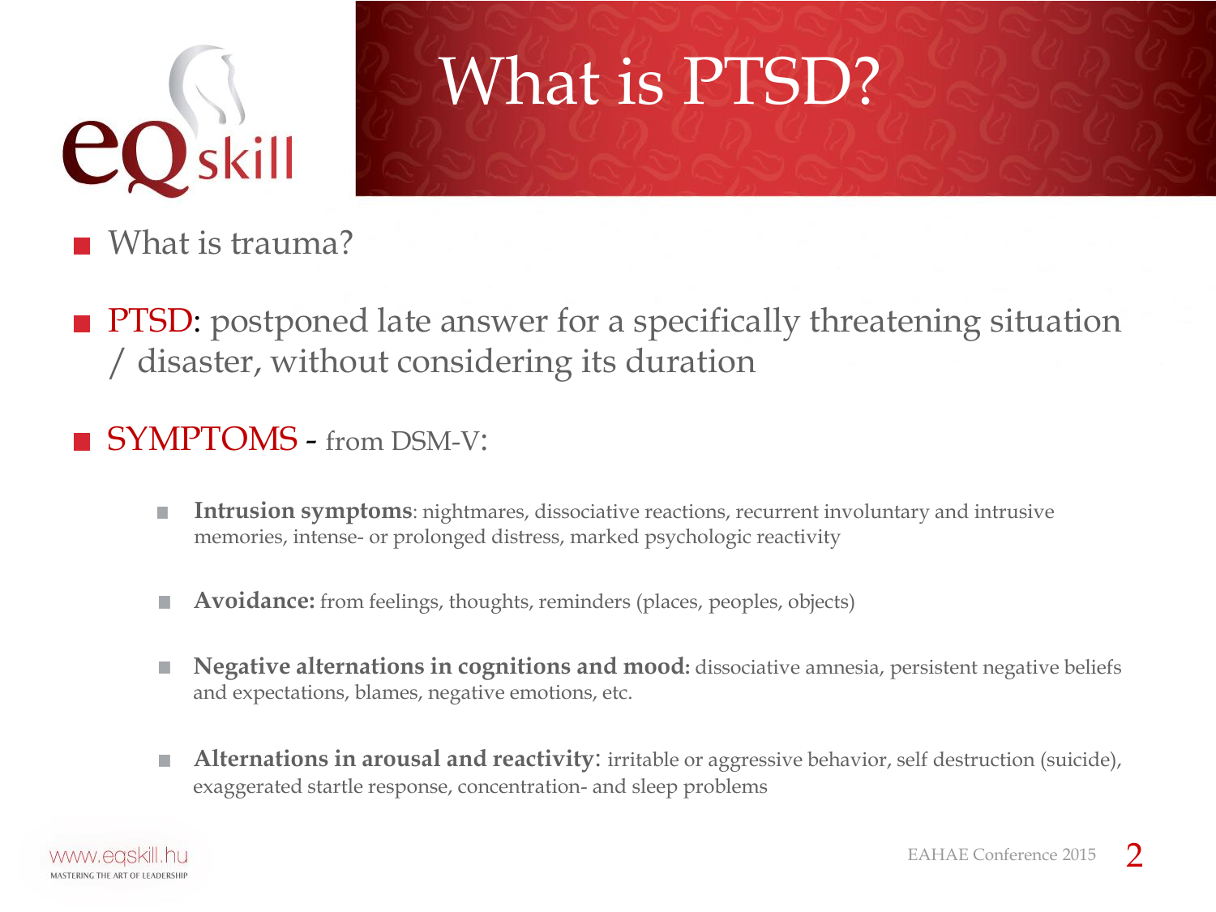# What is PTSD?

- What is trauma?

- PTSD: postponed late answer for a specifically threatening situation / disaster, without considering its duration

- SYMPTOMS - from DSM-V:

  - **Intrusion symptoms**: nightmares, dissociative reactions, recurrent involuntary and intrusive memories, intense- or prolonged distress, marked psychologic reactivity

  - **Avoidance:** from feelings, thoughts, reminders (places, peoples, objects)

  - **Negative alternations in cognitions and mood:** dissociative amnesia, persistent negative beliefs and expectations, blames, negative emotions, etc.

  - **Alternations in arousal and reactivity**: irritable or aggressive behavior, self destruction (suicide), exaggerated startle response, concentration- and sleep problems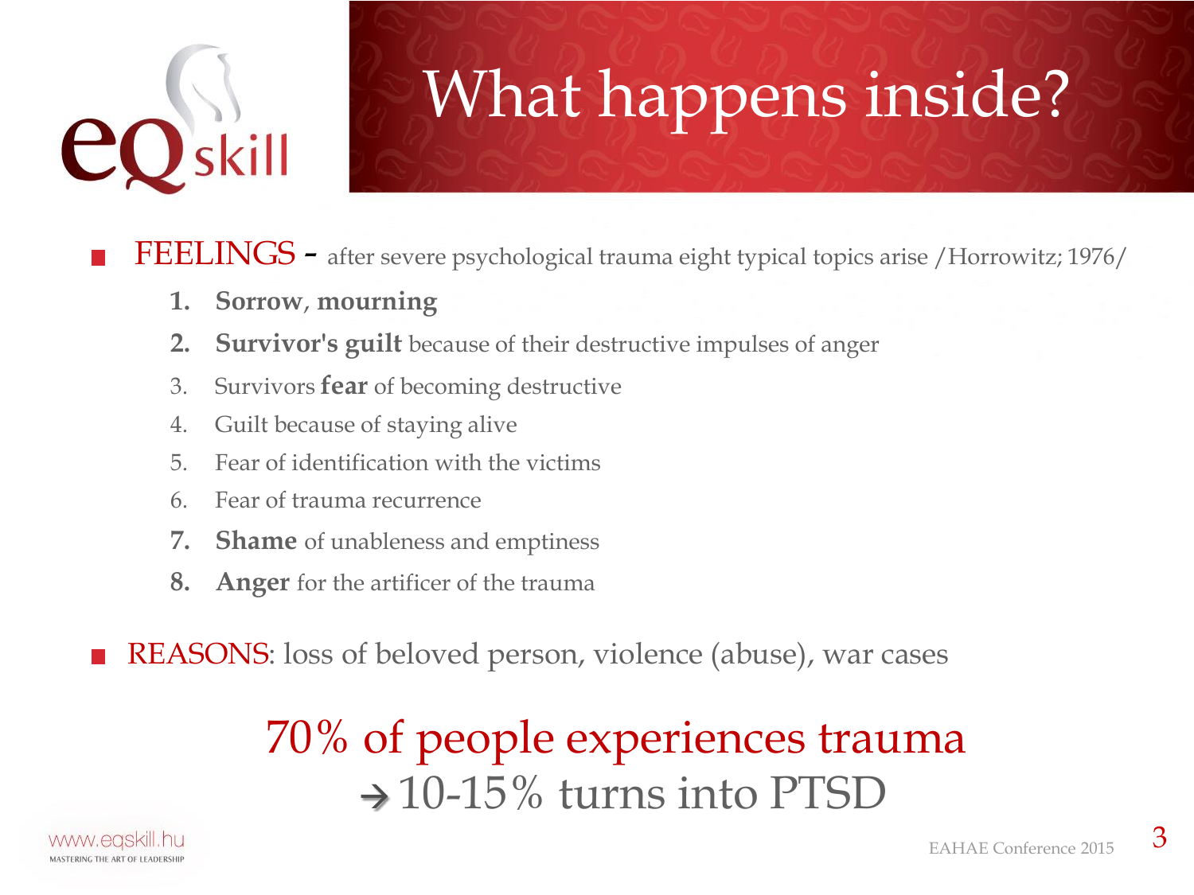# What happens inside?

- FEELINGS - after severe psychological trauma eight typical topics arise /Horrowitz; 1976/
  1. **Sorrow**, **mourning**
  2. **Survivor's guilt** because of their destructive impulses of anger
  3. Survivors **fear** of becoming destructive
  4. Guilt because of staying alive
  5. Fear of identification with the victims
  6. Fear of trauma recurrence
  7. **Shame** of unableness and emptiness
  8. **Anger** for the artificer of the trauma

- REASONS: loss of beloved person, violence (abuse), war cases

70% of people experiences trauma
→ 10-15% turns into PTSD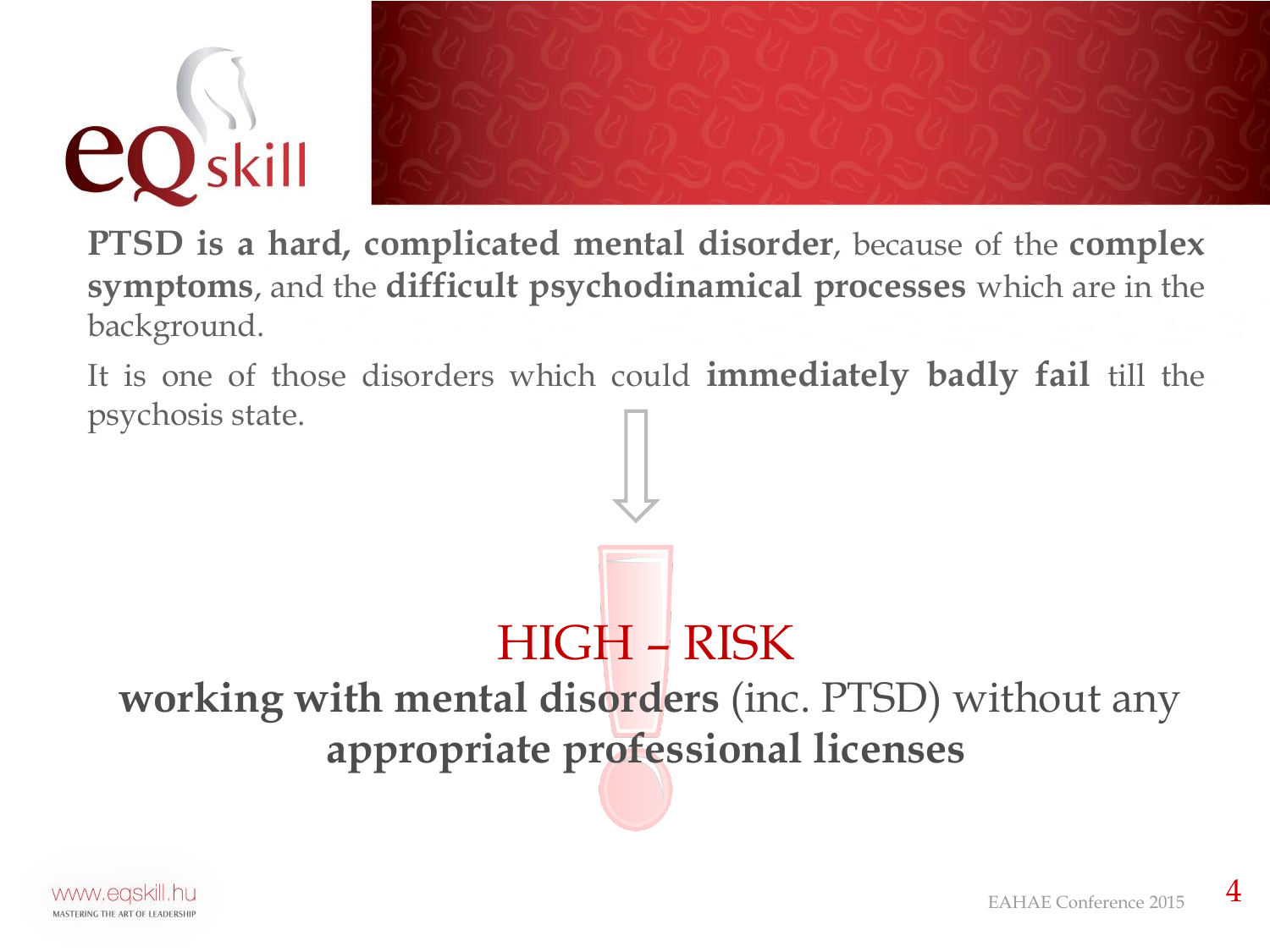**PTSD is a hard, complicated mental disorder**, because of the **complex symptoms**, and the **difficult psychodinamical processes** which are in the background.

It is one of those disorders which could **immediately badly fail** till the psychosis state.

⇓

HIGH – RISK

**working with mental disorders** (inc. PTSD) without any **appropriate professional licenses**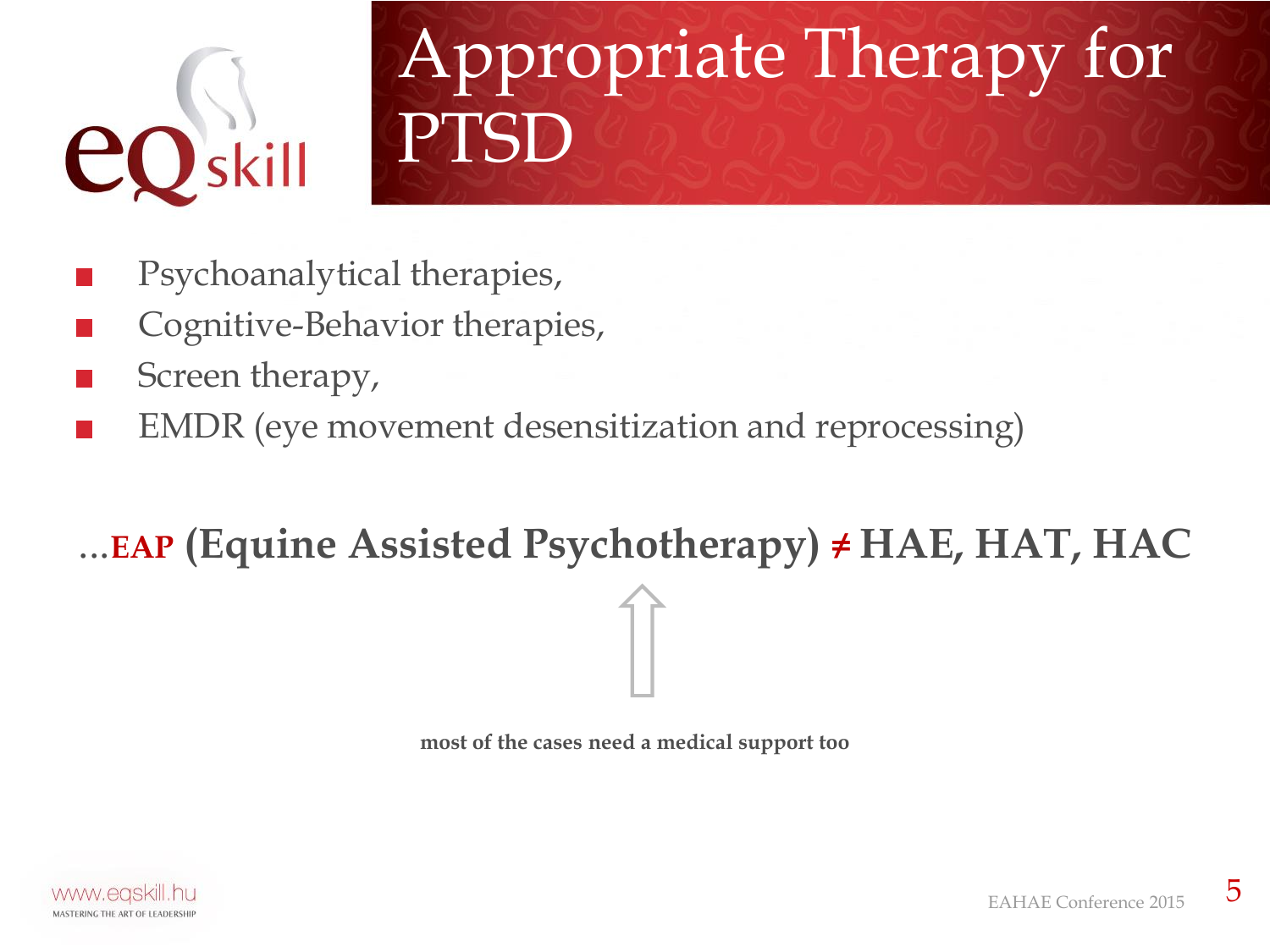# Appropriate Therapy for PTSD

- Psychoanalytical therapies,
- Cognitive-Behavior therapies,
- Screen therapy,
- EMDR (eye movement desensitization and reprocessing)

…**EAP (Equine Assisted Psychotherapy) ≠ HAE, HAT, HAC**

⇧

**most of the cases need a medical support too**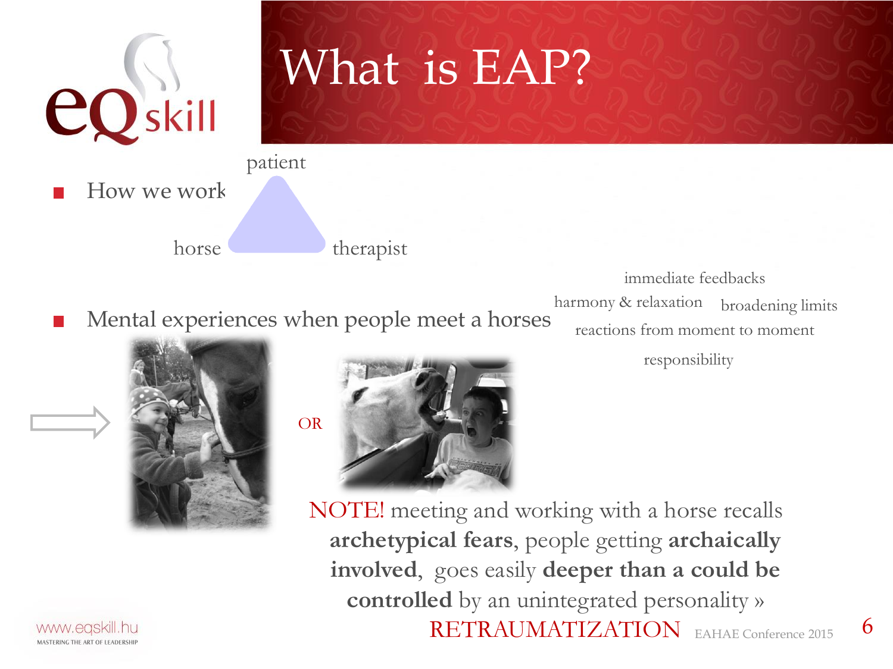# What is EAP?

- How we work

patient

horse — therapist

- Mental experiences when people meet a horses

immediate feedbacks

harmony & relaxation

broadening limits

reactions from moment to moment

responsibility

OR

NOTE! meeting and working with a horse recalls **archetypical fears**, people getting **archaically involved**, goes easily **deeper than a could be controlled** by an unintegrated personality » RETRAUMATIZATION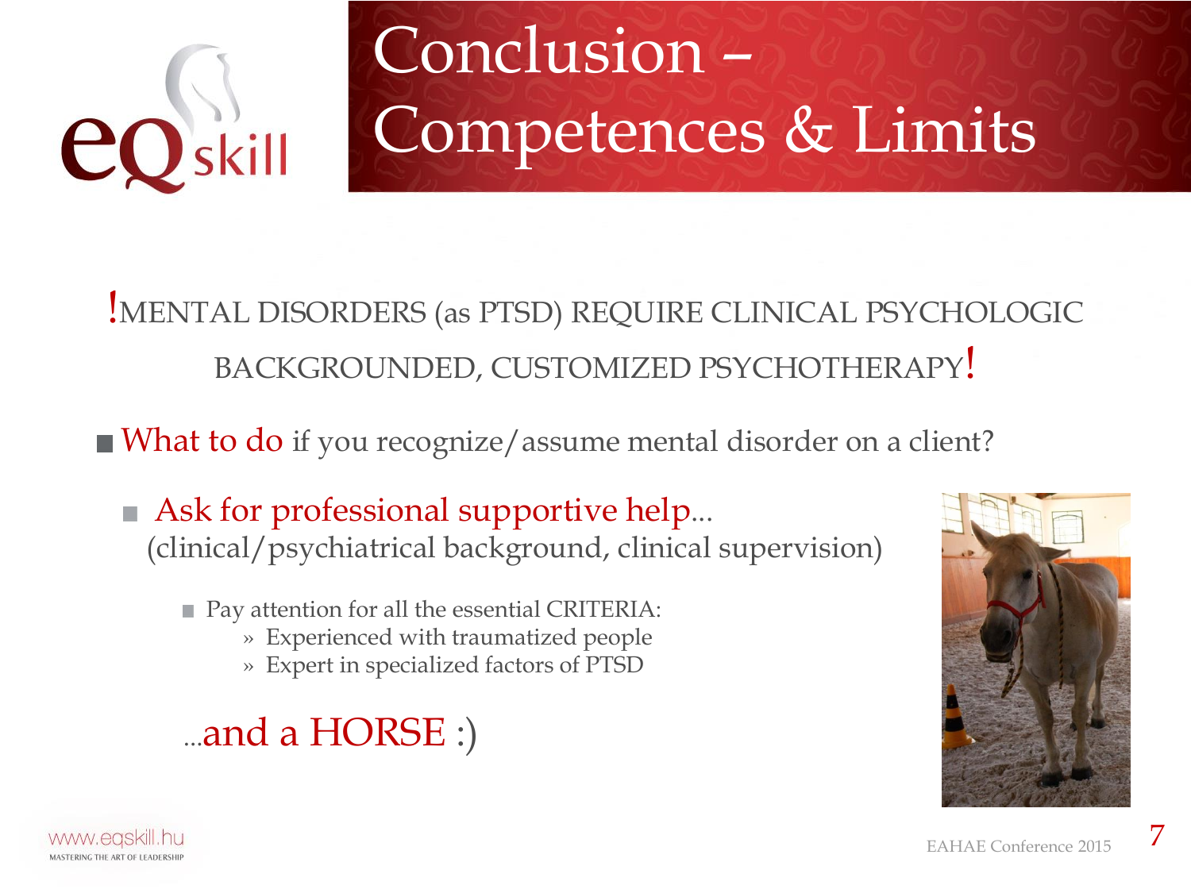# Conclusion – Competences & Limits

!MENTAL DISORDERS (as PTSD) REQUIRE CLINICAL PSYCHOLOGIC BACKGROUNDED, CUSTOMIZED PSYCHOTHERAPY!

- What to do if you recognize/assume mental disorder on a client?
  - Ask for professional supportive help… (clinical/psychiatrical background, clinical supervision)
    - Pay attention for all the essential CRITERIA:
      - » Experienced with traumatized people
      - » Expert in specialized factors of PTSD

…and a HORSE :)

www.eqskill.hu
MASTERING THE ART OF LEADERSHIP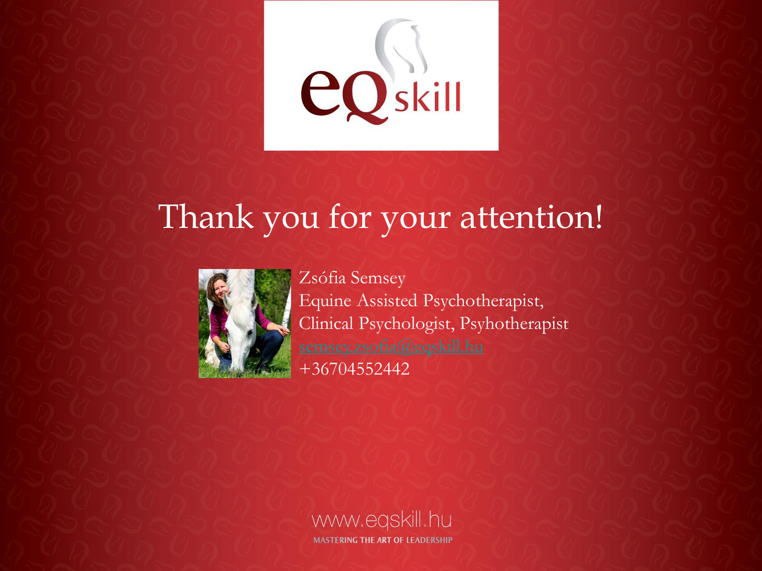eQ skill

# Thank you for your attention!

Zsófia Semsey
Equine Assisted Psychotherapist,
Clinical Psychologist, Psyhotherapist
semsey.zsofia@eqskill.hu
+36704552442

www.eqskill.hu

MASTERING THE ART OF LEADERSHIP